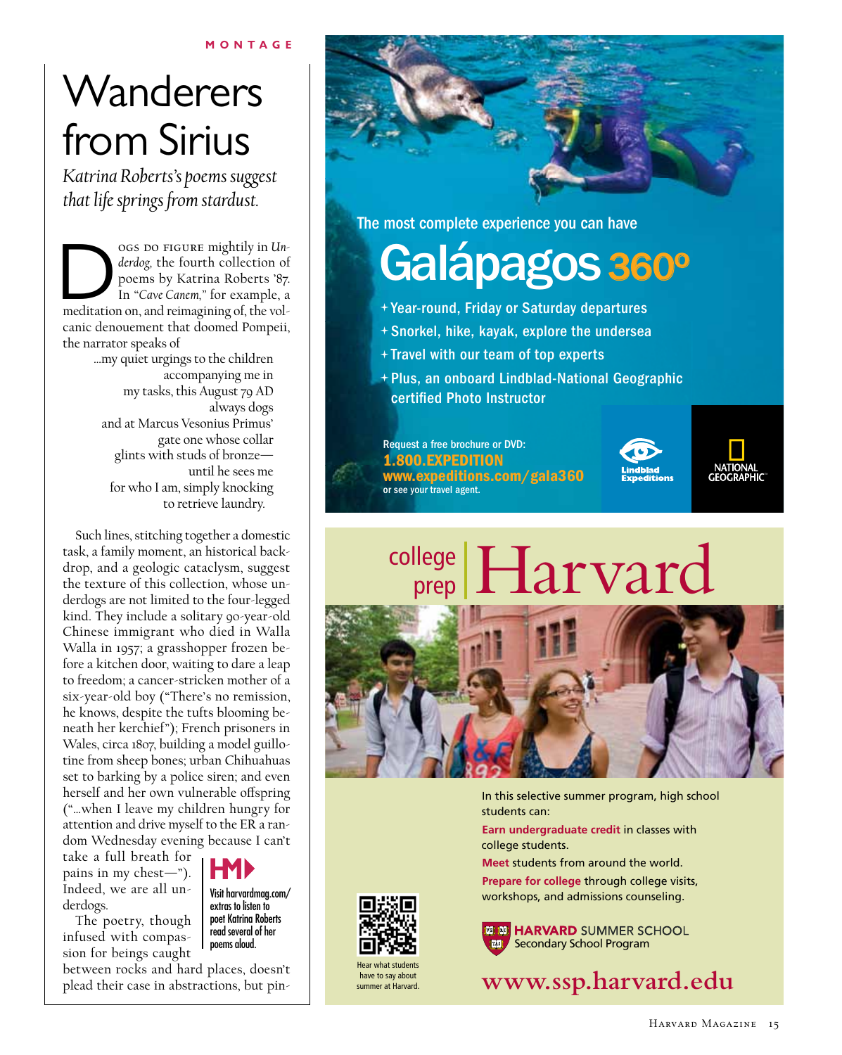MONTAGE

# Wanderers from Sirius

*Katrina Roberts's poems suggest that life springs from stardust.*

Dogs do figure mightily in *Underdog,* the fourth collection of poems by Katrina Roberts '87. In "*Cave Canem,*" for example, a meditation on, and reimagining of, the volcanic denouement that doomed Pompeii, the narrator speaks of

> ...my quiet urgings to the children
> accompanying me in
> my tasks, this August 79 AD
> always dogs
> and at Marcus Vesonius Primus'
> gate one whose collar
> glints with studs of bronze—
> until he sees me
> for who I am, simply knocking
> to retrieve laundry.

Such lines, stitching together a domestic task, a family moment, an historical backdrop, and a geologic cataclysm, suggest the texture of this collection, whose underdogs are not limited to the four-legged kind. They include a solitary 90-year-old Chinese immigrant who died in Walla Walla in 1957; a grasshopper frozen before a kitchen door, waiting to dare a leap to freedom; a cancer-stricken mother of a six-year-old boy ("There's no remission, he knows, despite the tufts blooming beneath her kerchief"); French prisoners in Wales, circa 1807, building a model guillotine from sheep bones; urban Chihuahuas set to barking by a police siren; and even herself and her own vulnerable offspring ("...when I leave my children hungry for attention and drive myself to the ER a random Wednesday evening because I can't take a full breath for pains in my chest—"). Indeed, we are all underdogs.

The poetry, though infused with compassion for beings caught between rocks and hard places, doesn't plead their case in abstractions, but pin-

HM

Visit harvardmag.com/extras to listen to poet Katrina Roberts read several of her poems aloud.

---

The most complete experience you can have

## Galápagos 360º

+ Year-round, Friday or Saturday departures
+ Snorkel, hike, kayak, explore the undersea
+ Travel with our team of top experts
+ Plus, an onboard Lindblad-National Geographic certified Photo Instructor

Request a free brochure or DVD:
**1.800.EXPEDITION**
**www.expeditions.com/gala360**
or see your travel agent.

Lindblad Expeditions | NATIONAL GEOGRAPHIC

---

## college prep | Harvard

In this selective summer program, high school students can:

**Earn undergraduate credit** in classes with college students.

**Meet** students from around the world.

**Prepare for college** through college visits, workshops, and admissions counseling.

Hear what students have to say about summer at Harvard.

**HARVARD** SUMMER SCHOOL
Secondary School Program

**www.ssp.harvard.edu**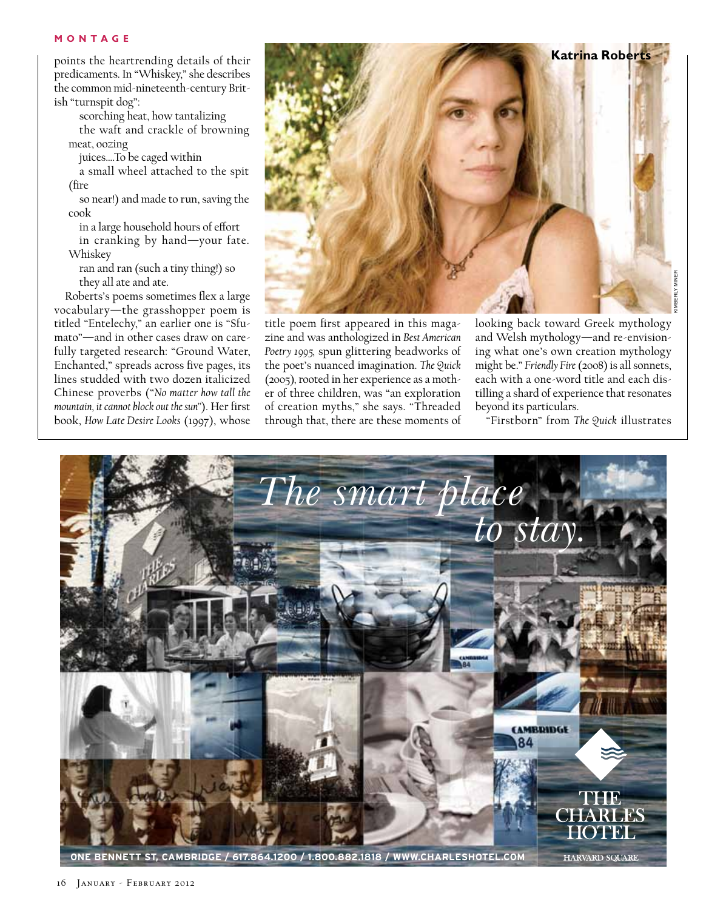points the heartrending details of their predicaments. In "Whiskey," she describes the common mid-nineteenth-century British "turnspit dog":

> scorching heat, how tantalizing
> the waft and crackle of browning meat, oozing
> juices....To be caged within
> a small wheel attached to the spit (fire
> so near!) and made to run, saving the cook
> in a large household hours of effort
> in cranking by hand—your fate. Whiskey
> ran and ran (such a tiny thing!) so
> they all ate and ate.

Roberts's poems sometimes flex a large vocabulary—the grasshopper poem is titled "Entelechy," an earlier one is "Sfumato"—and in other cases draw on carefully targeted research: "Ground Water, Enchanted," spreads across five pages, its lines studded with two dozen italicized Chinese proverbs ("*No matter how tall the mountain, it cannot block out the sun*"). Her first book, *How Late Desire Looks* (1997), whose title poem first appeared in this magazine and was anthologized in *Best American Poetry 1995*, spun glittering beadworks of the poet's nuanced imagination. *The Quick* (2005), rooted in her experience as a mother of three children, was "an exploration of creation myths," she says. "Threaded through that, there are these moments of looking back toward Greek mythology and Welsh mythology—and re-envisioning what one's own creation mythology might be." *Friendly Fire* (2008) is all sonnets, each with a one-word title and each distilling a shard of experience that resonates beyond its particulars.

Katrina Roberts

KIMBERLY MINER

"Firstborn" from *The Quick* illustrates

The smart place to stay.

THE CHARLES HOTEL
HARVARD SQUARE

ONE BENNETT ST, CAMBRIDGE / 617.864.1200 / 1.800.882.1818 / WWW.CHARLESHOTEL.COM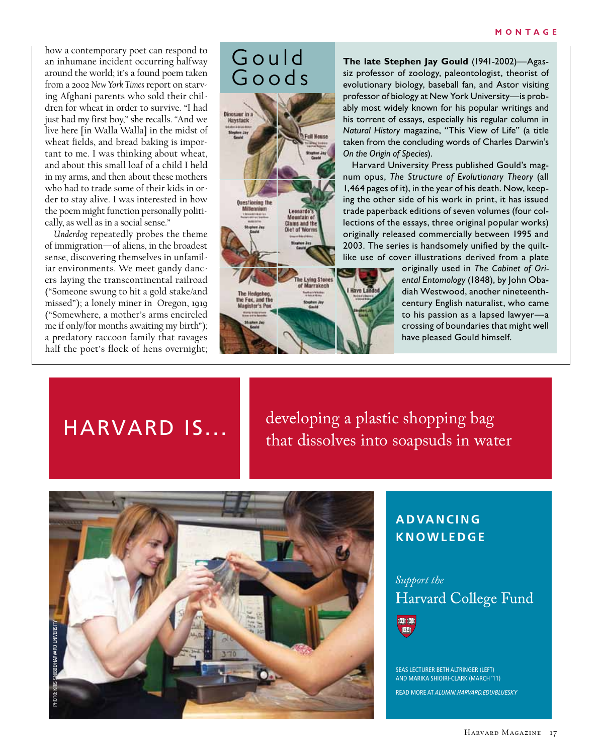how a contemporary poet can respond to an inhumane incident occurring halfway around the world; it's a found poem taken from a 2002 *New York Times* report on starving Afghani parents who sold their children for wheat in order to survive. "I had just had my first boy," she recalls. "And we live here [in Walla Walla] in the midst of wheat fields, and bread baking is important to me. I was thinking about wheat, and about this small loaf of a child I held in my arms, and then about these mothers who had to trade some of their kids in order to stay alive. I was interested in how the poem might function personally politically, as well as in a social sense."

*Underdog* repeatedly probes the theme of immigration—of aliens, in the broadest sense, discovering themselves in unfamiliar environments. We meet gandy dancers laying the transcontinental railroad ("Someone swung to hit a gold stake/and missed"); a lonely miner in Oregon, 1919 ("Somewhere, a mother's arms encircled me if only/for months awaiting my birth"); a predatory raccoon family that ravages half the poet's flock of hens overnight;

## Gould Goods

**The late Stephen Jay Gould** (1941-2002)—Agassiz professor of zoology, paleontologist, theorist of evolutionary biology, baseball fan, and Astor visiting professor of biology at New York University—is probably most widely known for his popular writings and his torrent of essays, especially his regular column in *Natural History* magazine, "This View of Life" (a title taken from the concluding words of Charles Darwin's *On the Origin of Species*).

Harvard University Press published Gould's magnum opus, *The Structure of Evolutionary Theory* (all 1,464 pages of it), in the year of his death. Now, keeping the other side of his work in print, it has issued trade paperback editions of seven volumes (four collections of the essays, three original popular works) originally released commercially between 1995 and 2003. The series is handsomely unified by the quilt-like use of cover illustrations derived from a plate originally used in *The Cabinet of Oriental Entomology* (1848), by John Obadiah Westwood, another nineteenth-century English naturalist, who came to his passion as a lapsed lawyer—a crossing of boundaries that might well have pleased Gould himself.

---

HARVARD IS... developing a plastic shopping bag that dissolves into soapsuds in water

PHOTO: KRIS SNIBBE/HARVARD UNIVERSITY

**ADVANCING KNOWLEDGE**

*Support the* Harvard College Fund

SEAS LECTURER BETH ALTRINGER (LEFT) AND MARIKA SHIOIRI-CLARK (MARCH '11)

READ MORE AT *ALUMNI.HARVARD.EDU/BLUESKY*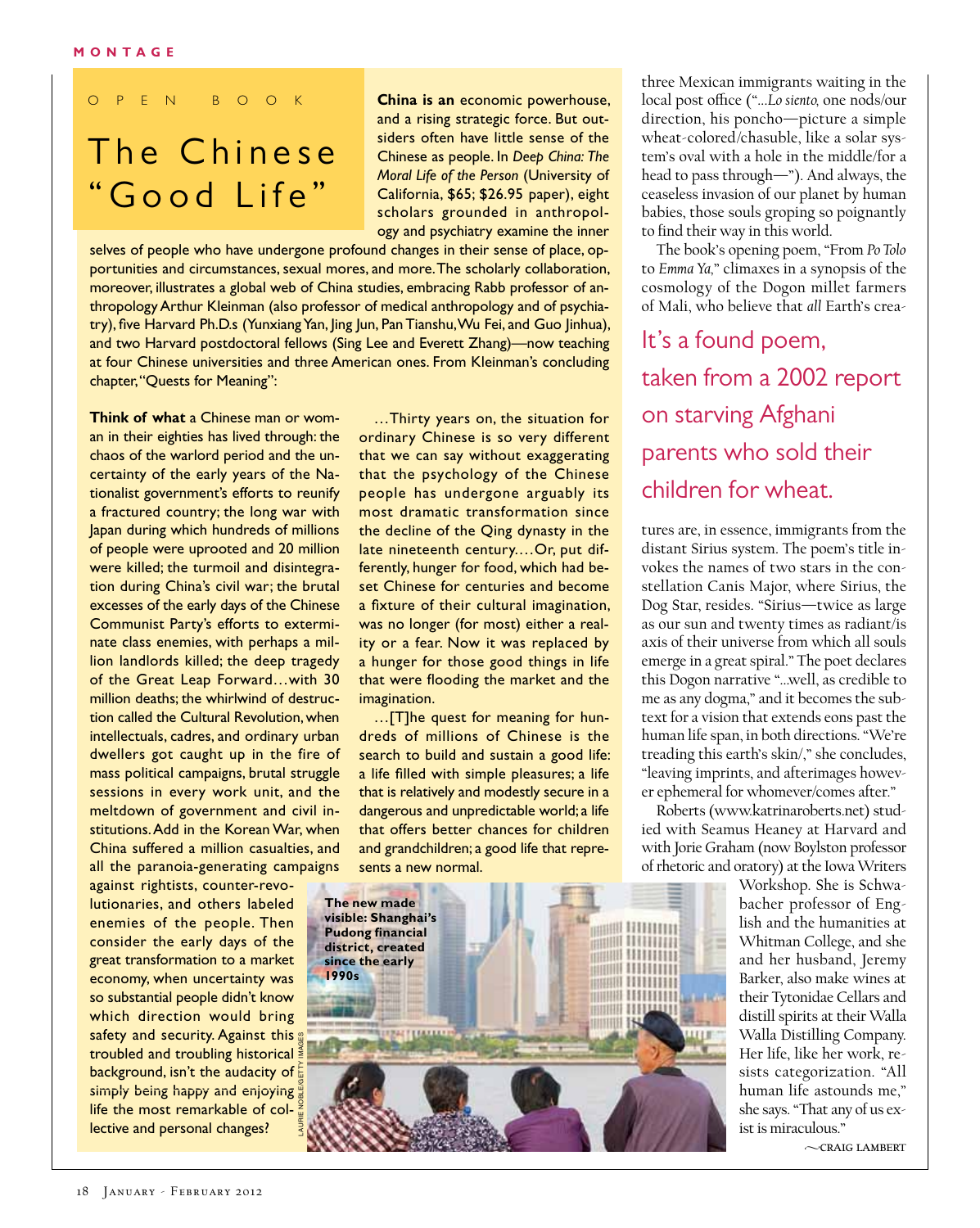### OPEN BOOK

# The Chinese "Good Life"

**China is an** economic powerhouse, and a rising strategic force. But outsiders often have little sense of the Chinese as people. In *Deep China: The Moral Life of the Person* (University of California, $65; $26.95 paper), eight scholars grounded in anthropology and psychiatry examine the inner selves of people who have undergone profound changes in their sense of place, opportunities and circumstances, sexual mores, and more. The scholarly collaboration, moreover, illustrates a global web of China studies, embracing Rabb professor of anthropology Arthur Kleinman (also professor of medical anthropology and of psychiatry), five Harvard Ph.D.s (Yunxiang Yan, Jing Jun, Pan Tianshu, Wu Fei, and Guo Jinhua), and two Harvard postdoctoral fellows (Sing Lee and Everett Zhang)—now teaching at four Chinese universities and three American ones. From Kleinman's concluding chapter, "Quests for Meaning":

**Think of what** a Chinese man or woman in their eighties has lived through: the chaos of the warlord period and the uncertainty of the early years of the Nationalist government's efforts to reunify a fractured country; the long war with Japan during which hundreds of millions of people were uprooted and 20 million were killed; the turmoil and disintegration during China's civil war; the brutal excesses of the early days of the Chinese Communist Party's efforts to exterminate class enemies, with perhaps a million landlords killed; the deep tragedy of the Great Leap Forward…with 30 million deaths; the whirlwind of destruction called the Cultural Revolution, when intellectuals, cadres, and ordinary urban dwellers got caught up in the fire of mass political campaigns, brutal struggle sessions in every work unit, and the meltdown of government and civil institutions. Add in the Korean War, when China suffered a million casualties, and all the paranoia-generating campaigns against rightists, counter-revolutionaries, and others labeled enemies of the people. Then consider the early days of the great transformation to a market economy, when uncertainty was so substantial people didn't know which direction would bring safety and security. Against this troubled and troubling historical background, isn't the audacity of simply being happy and enjoying life the most remarkable of collective and personal changes?

…Thirty years on, the situation for ordinary Chinese is so very different that we can say without exaggerating that the psychology of the Chinese people has undergone arguably its most dramatic transformation since the decline of the Qing dynasty in the late nineteenth century.…Or, put differently, hunger for food, which had beset Chinese for centuries and become a fixture of their cultural imagination, was no longer (for most) either a reality or a fear. Now it was replaced by a hunger for those good things in life that were flooding the market and the imagination.

…[T]he quest for meaning for hundreds of millions of Chinese is the search to build and sustain a good life: a life filled with simple pleasures; a life that is relatively and modestly secure in a dangerous and unpredictable world; a life that offers better chances for children and grandchildren; a good life that represents a new normal.

**The new made visible: Shanghai's Pudong financial district, created since the early 1990s**

LAURIE NOBLE/GETTY IMAGES

three Mexican immigrants waiting in the local post office ("…*Lo siento,* one nods/our direction, his poncho—picture a simple wheat-colored/chasuble, like a solar system's oval with a hole in the middle/for a head to pass through—"). And always, the ceaseless invasion of our planet by human babies, those souls groping so poignantly to find their way in this world.

The book's opening poem, "From *Po Tolo* to *Emma Ya*," climaxes in a synopsis of the cosmology of the Dogon millet farmers of Mali, who believe that *all* Earth's creatures are, in essence, immigrants from the distant Sirius system. The poem's title invokes the names of two stars in the constellation Canis Major, where Sirius, the Dog Star, resides. "Sirius—twice as large as our sun and twenty times as radiant/is axis of their universe from which all souls emerge in a great spiral." The poet declares this Dogon narrative "…well, as credible to me as any dogma," and it becomes the subtext for a vision that extends eons past the human life span, in both directions. "We're treading this earth's skin/," she concludes, "leaving imprints, and afterimages however ephemeral for whomever/comes after."

> It's a found poem, taken from a 2002 report on starving Afghani parents who sold their children for wheat.

Roberts (www.katrinaroberts.net) studied with Seamus Heaney at Harvard and with Jorie Graham (now Boylston professor of rhetoric and oratory) at the Iowa Writers Workshop. She is Schwabacher professor of English and the humanities at Whitman College, and she and her husband, Jeremy Barker, also make wines at their Tytonidae Cellars and distill spirits at their Walla Walla Distilling Company. Her life, like her work, resists categorization. "All human life astounds me," she says. "That any of us exist is miraculous."

~CRAIG LAMBERT